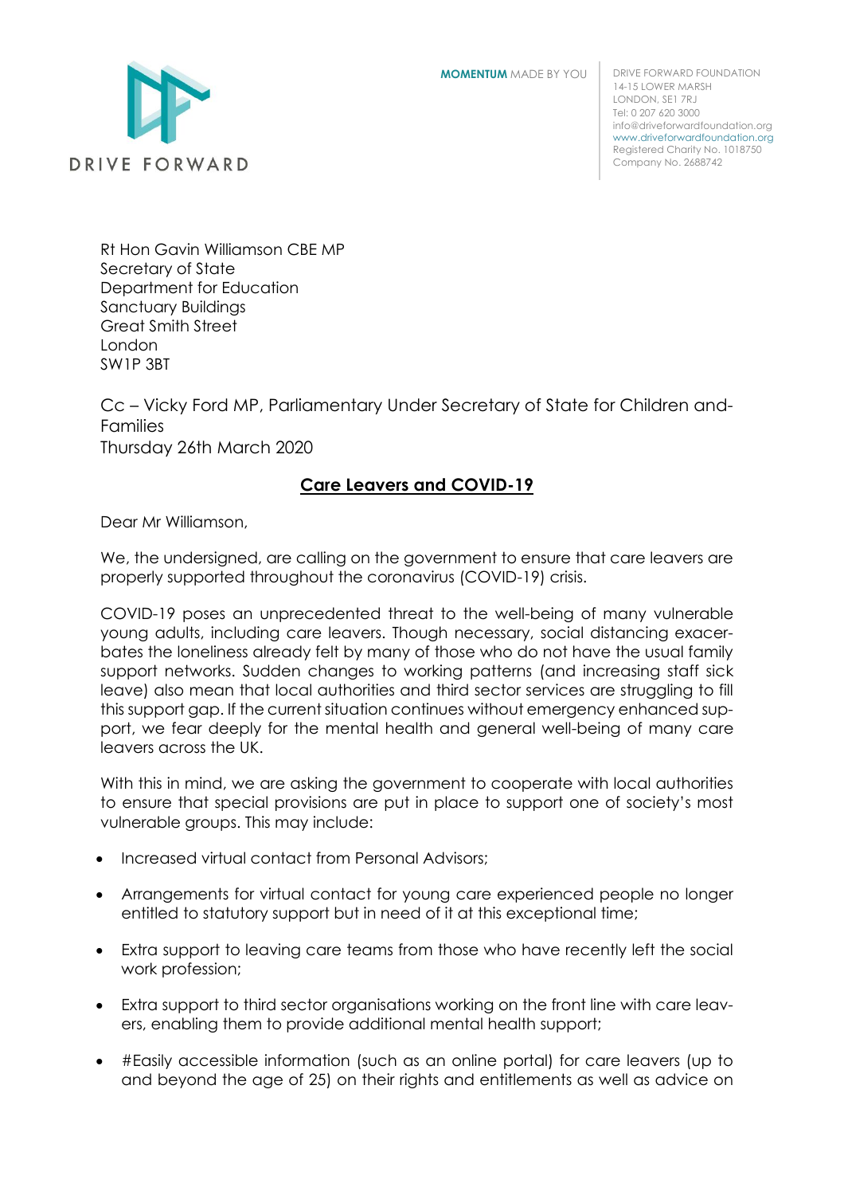DRIVE FORWARD

**MOMENTUM** MADE BY YOU

DRIVE FORWARD FOUNDATION
14-15 LOWER MARSH
LONDON, SE1 7RJ
Tel: 0 207 620 3000
info@driveforwardfoundation.org
www.driveforwardfoundation.org
Registered Charity No. 1018750
Company No. 2688742

Rt Hon Gavin Williamson CBE MP
Secretary of State
Department for Education
Sanctuary Buildings
Great Smith Street
London
SW1P 3BT

Cc – Vicky Ford MP, Parliamentary Under Secretary of State for Children and Families
Thursday 26th March 2020

## Care Leavers and COVID-19

Dear Mr Williamson,

We, the undersigned, are calling on the government to ensure that care leavers are properly supported throughout the coronavirus (COVID-19) crisis.

COVID-19 poses an unprecedented threat to the well-being of many vulnerable young adults, including care leavers. Though necessary, social distancing exacerbates the loneliness already felt by many of those who do not have the usual family support networks. Sudden changes to working patterns (and increasing staff sick leave) also mean that local authorities and third sector services are struggling to fill this support gap. If the current situation continues without emergency enhanced support, we fear deeply for the mental health and general well-being of many care leavers across the UK.

With this in mind, we are asking the government to cooperate with local authorities to ensure that special provisions are put in place to support one of society's most vulnerable groups. This may include:

- Increased virtual contact from Personal Advisors;
- Arrangements for virtual contact for young care experienced people no longer entitled to statutory support but in need of it at this exceptional time;
- Extra support to leaving care teams from those who have recently left the social work profession;
- Extra support to third sector organisations working on the front line with care leavers, enabling them to provide additional mental health support;
- #Easily accessible information (such as an online portal) for care leavers (up to and beyond the age of 25) on their rights and entitlements as well as advice on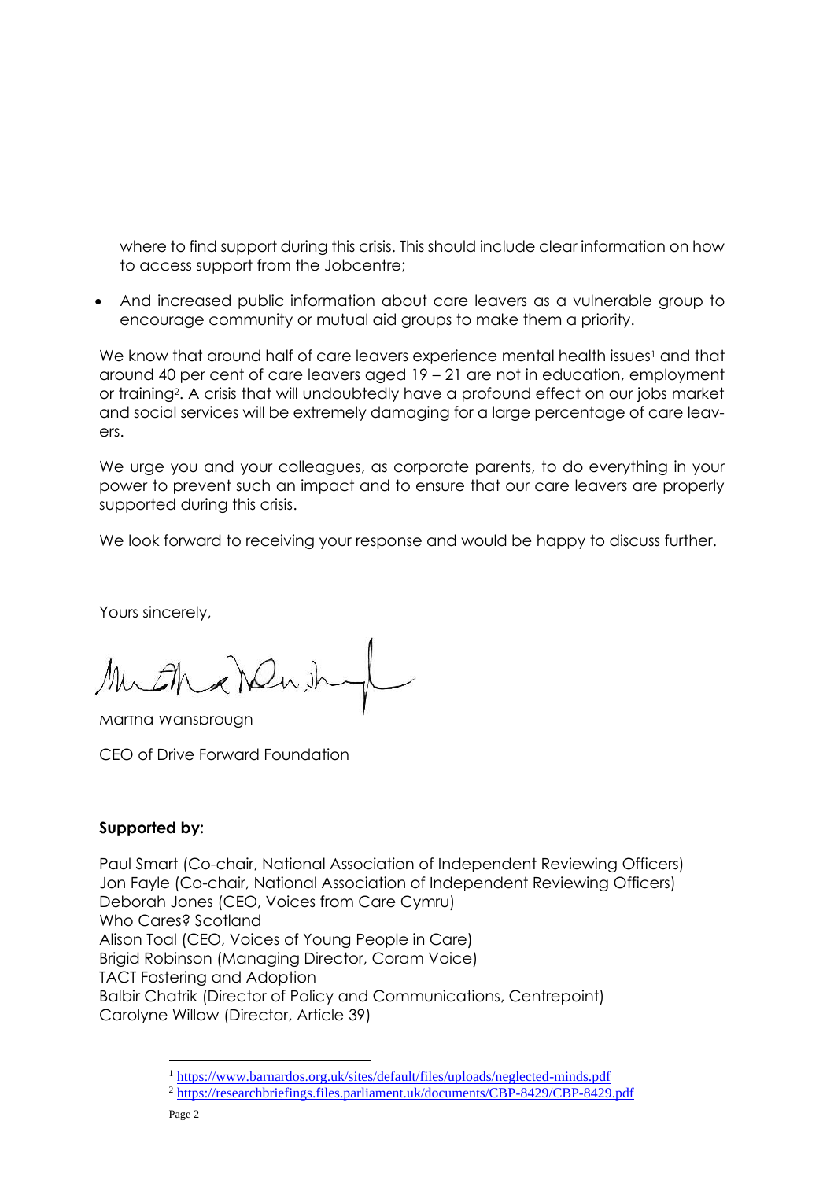where to find support during this crisis. This should include clear information on how to access support from the Jobcentre;

- And increased public information about care leavers as a vulnerable group to encourage community or mutual aid groups to make them a priority.

We know that around half of care leavers experience mental health issues[1] and that around 40 per cent of care leavers aged 19 – 21 are not in education, employment or training[2]. A crisis that will undoubtedly have a profound effect on our jobs market and social services will be extremely damaging for a large percentage of care leavers.

We urge you and your colleagues, as corporate parents, to do everything in your power to prevent such an impact and to ensure that our care leavers are properly supported during this crisis.

We look forward to receiving your response and would be happy to discuss further.

Yours sincerely,

Martha Wansbrough

CEO of Drive Forward Foundation

**Supported by:**

Paul Smart (Co-chair, National Association of Independent Reviewing Officers)
Jon Fayle (Co-chair, National Association of Independent Reviewing Officers)
Deborah Jones (CEO, Voices from Care Cymru)
Who Cares? Scotland
Alison Toal (CEO, Voices of Young People in Care)
Brigid Robinson (Managing Director, Coram Voice)
TACT Fostering and Adoption
Balbir Chatrik (Director of Policy and Communications, Centrepoint)
Carolyne Willow (Director, Article 39)

---

[1] https://www.barnardos.org.uk/sites/default/files/uploads/neglected-minds.pdf

[2] https://researchbriefings.files.parliament.uk/documents/CBP-8429/CBP-8429.pdf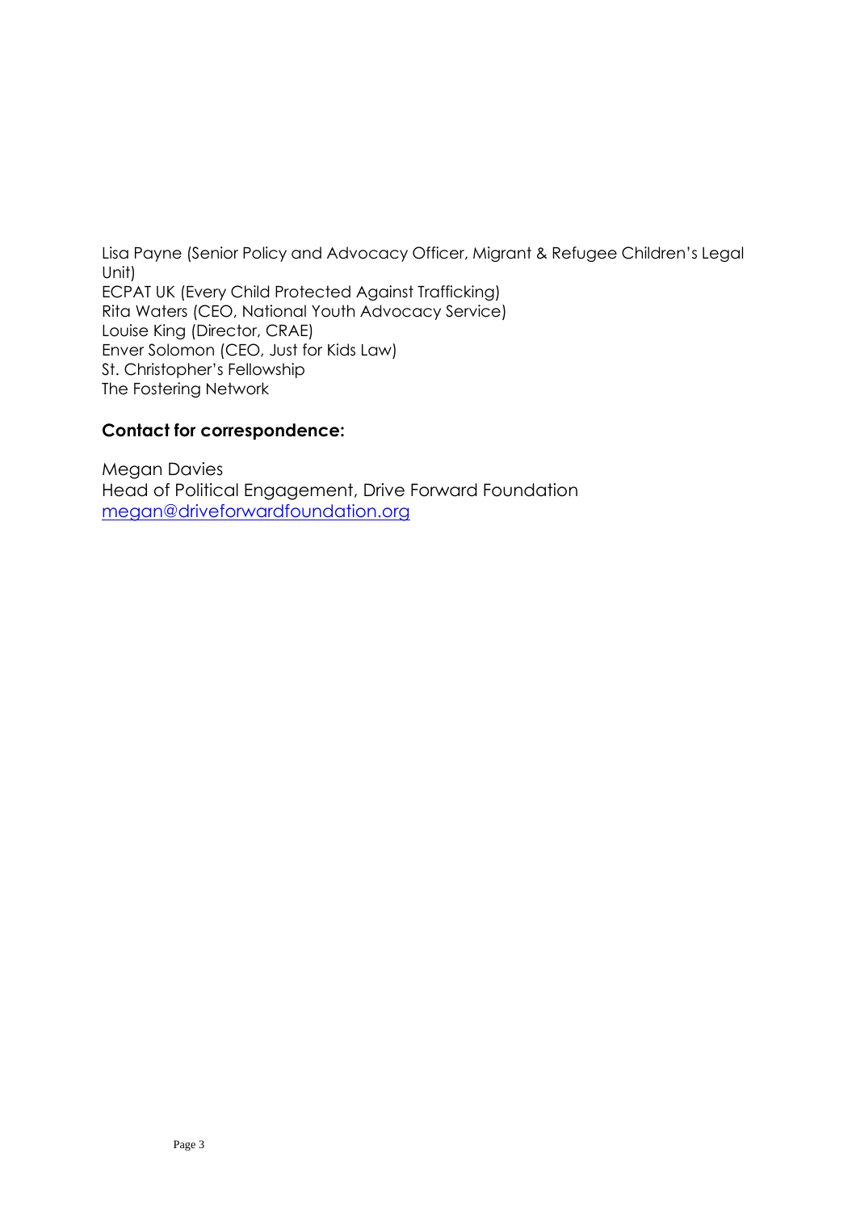Lisa Payne (Senior Policy and Advocacy Officer, Migrant & Refugee Children's Legal Unit)
ECPAT UK (Every Child Protected Against Trafficking)
Rita Waters (CEO, National Youth Advocacy Service)
Louise King (Director, CRAE)
Enver Solomon (CEO, Just for Kids Law)
St. Christopher's Fellowship
The Fostering Network

**Contact for correspondence:**

Megan Davies
Head of Political Engagement, Drive Forward Foundation
megan@driveforwardfoundation.org